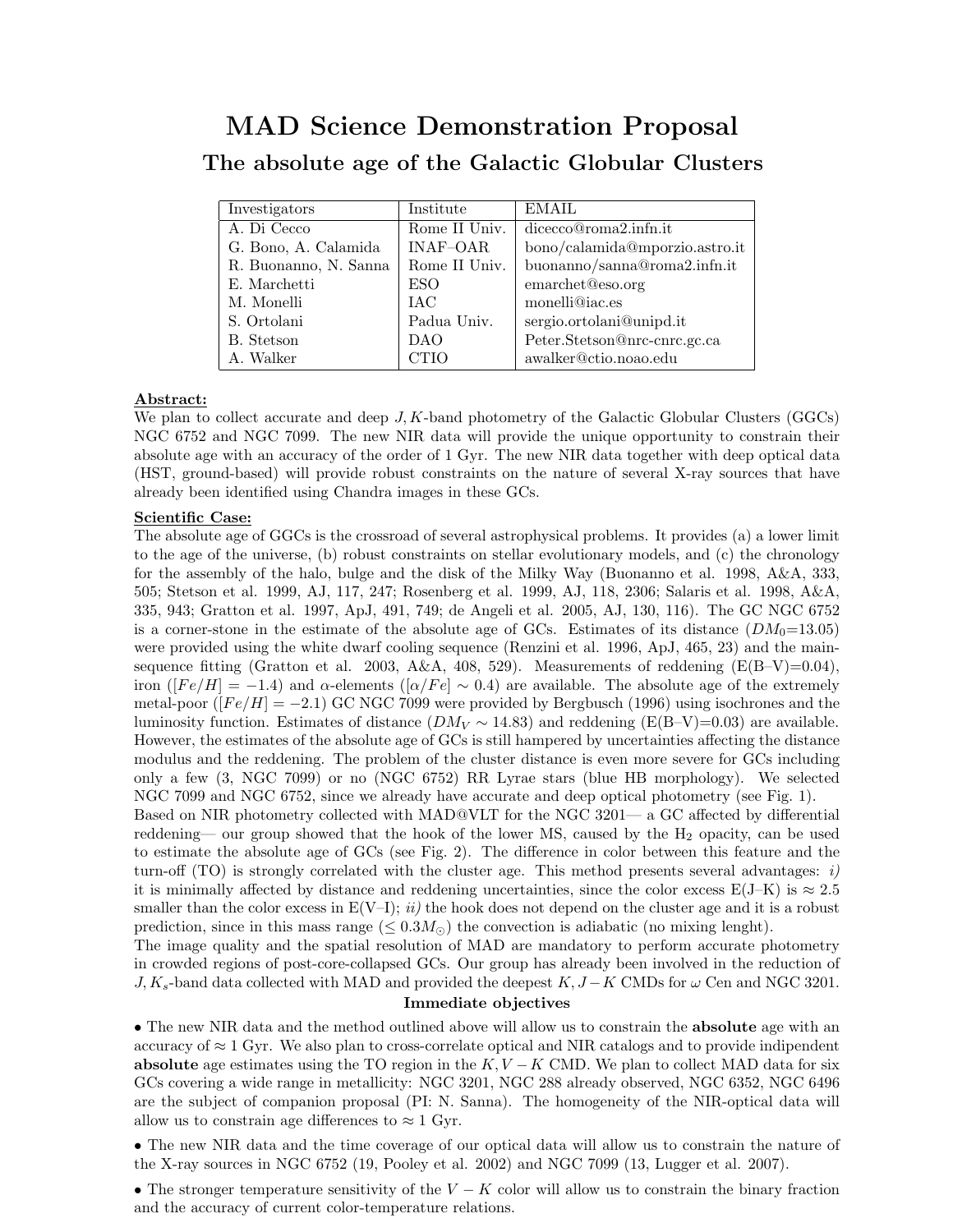# MAD Science Demonstration Proposal

## The absolute age of the Galactic Globular Clusters

| Investigators | Institute | EMAIL |
|---|---|---|
| A. Di Cecco | Rome II Univ. | dicecco@roma2.infn.it |
| G. Bono, A. Calamida | INAF–OAR | bono/calamida@mporzio.astro.it |
| R. Buonanno, N. Sanna | Rome II Univ. | buonanno/sanna@roma2.infn.it |
| E. Marchetti | ESO | emarchet@eso.org |
| M. Monelli | IAC | monelli@iac.es |
| S. Ortolani | Padua Univ. | sergio.ortolani@unipd.it |
| B. Stetson | DAO | Peter.Stetson@nrc-cnrc.gc.ca |
| A. Walker | CTIO | awalker@ctio.noao.edu |

**Abstract:**

We plan to collect accurate and deep $J, K$-band photometry of the Galactic Globular Clusters (GGCs) NGC 6752 and NGC 7099. The new NIR data will provide the unique opportunity to constrain their absolute age with an accuracy of the order of 1 Gyr. The new NIR data together with deep optical data (HST, ground-based) will provide robust constraints on the nature of several X-ray sources that have already been identified using Chandra images in these GCs.

**Scientific Case:**

The absolute age of GGCs is the crossroad of several astrophysical problems. It provides (a) a lower limit to the age of the universe, (b) robust constraints on stellar evolutionary models, and (c) the chronology for the assembly of the halo, bulge and the disk of the Milky Way (Buonanno et al. 1998, A&A, 333, 505; Stetson et al. 1999, AJ, 117, 247; Rosenberg et al. 1999, AJ, 118, 2306; Salaris et al. 1998, A&A, 335, 943; Gratton et al. 1997, ApJ, 491, 749; de Angeli et al. 2005, AJ, 130, 116). The GC NGC 6752 is a corner-stone in the estimate of the absolute age of GCs. Estimates of its distance ($DM_0$=13.05) were provided using the white dwarf cooling sequence (Renzini et al. 1996, ApJ, 465, 23) and the main-sequence fitting (Gratton et al. 2003, A&A, 408, 529). Measurements of reddening (E(B–V)=0.04), iron ($[Fe/H] = -1.4$) and α-elements ($[\alpha/Fe] \sim 0.4$) are available. The absolute age of the extremely metal-poor ($[Fe/H] = -2.1$) GC NGC 7099 were provided by Bergbusch (1996) using isochrones and the luminosity function. Estimates of distance ($DM_V \sim 14.83$) and reddening (E(B–V)=0.03) are available. However, the estimates of the absolute age of GCs is still hampered by uncertainties affecting the distance modulus and the reddening. The problem of the cluster distance is even more severe for GCs including only a few (3, NGC 7099) or no (NGC 6752) RR Lyrae stars (blue HB morphology). We selected NGC 7099 and NGC 6752, since we already have accurate and deep optical photometry (see Fig. 1).
Based on NIR photometry collected with MAD@VLT for the NGC 3201— a GC affected by differential reddening— our group showed that the hook of the lower MS, caused by the $H_2$ opacity, can be used to estimate the absolute age of GCs (see Fig. 2). The difference in color between this feature and the turn-off (TO) is strongly correlated with the cluster age. This method presents several advantages: *i)* it is minimally affected by distance and reddening uncertainties, since the color excess E(J–K) is ≈ 2.5 smaller than the color excess in E(V–I); *ii)* the hook does not depend on the cluster age and it is a robust prediction, since in this mass range ($\leq 0.3M_\odot$) the convection is adiabatic (no mixing lenght).
The image quality and the spatial resolution of MAD are mandatory to perform accurate photometry in crowded regions of post-core-collapsed GCs. Our group has already been involved in the reduction of $J, K_s$-band data collected with MAD and provided the deepest $K, J-K$ CMDs for ω Cen and NGC 3201.

**Immediate objectives**

- The new NIR data and the method outlined above will allow us to constrain the **absolute** age with an accuracy of ≈ 1 Gyr. We also plan to cross-correlate optical and NIR catalogs and to provide indipendent **absolute** age estimates using the TO region in the $K, V-K$ CMD. We plan to collect MAD data for six GCs covering a wide range in metallicity: NGC 3201, NGC 288 already observed, NGC 6352, NGC 6496 are the subject of companion proposal (PI: N. Sanna). The homogeneity of the NIR-optical data will allow us to constrain age differences to ≈ 1 Gyr.
- The new NIR data and the time coverage of our optical data will allow us to constrain the nature of the X-ray sources in NGC 6752 (19, Pooley et al. 2002) and NGC 7099 (13, Lugger et al. 2007).
- The stronger temperature sensitivity of the $V-K$ color will allow us to constrain the binary fraction and the accuracy of current color-temperature relations.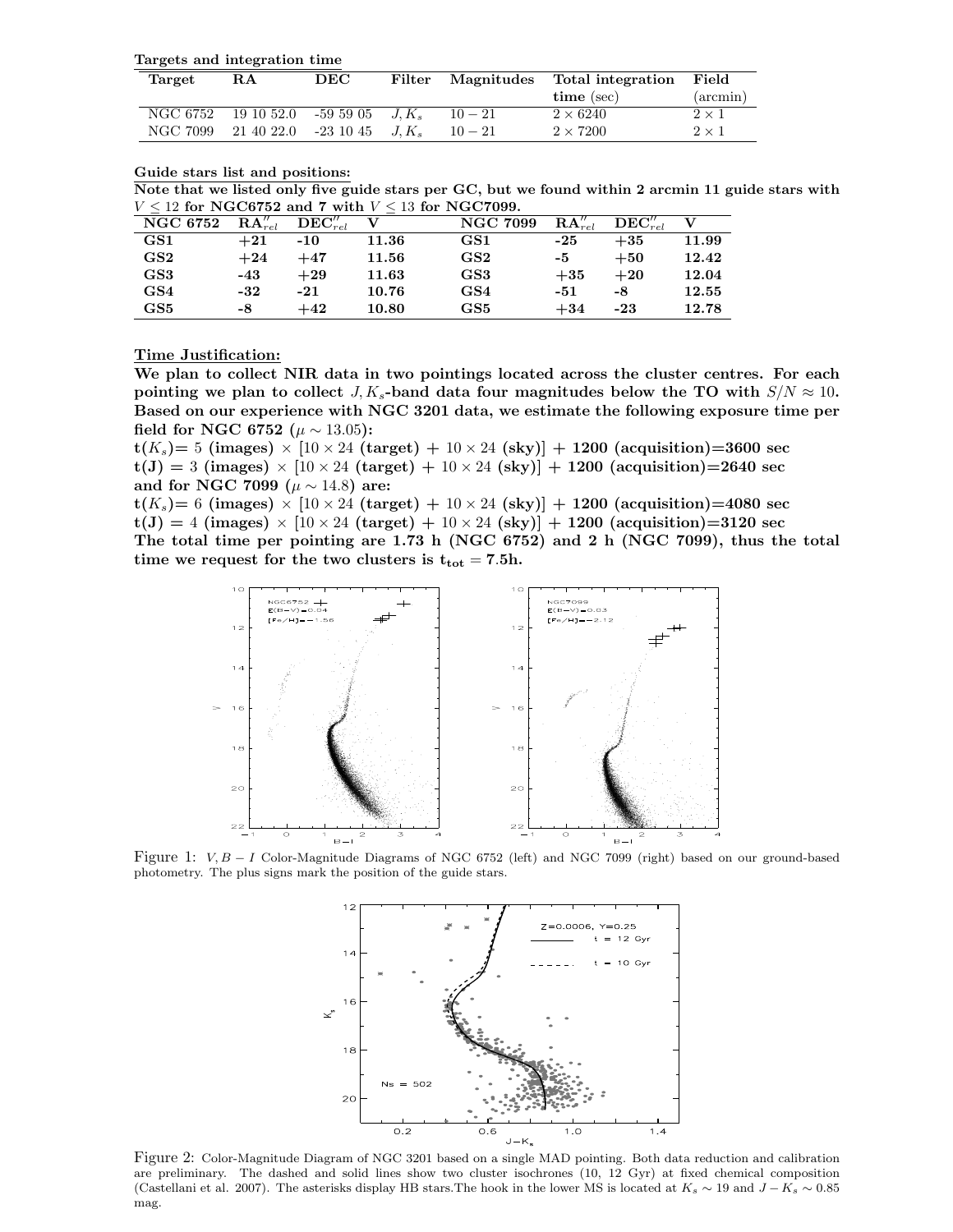**Targets and integration time**

| Target | RA | DEC | Filter | Magnitudes | Total integration **time** (sec) | Field (arcmin) |
|---|---|---|---|---|---|---|
| NGC 6752 | 19 10 52.0 | -59 59 05 | $J, K_s$ | $10 - 21$ | $2 \times 6240$ | $2 \times 1$ |
| NGC 7099 | 21 40 22.0 | -23 10 45 | $J, K_s$ | $10 - 21$ | $2 \times 7200$ | $2 \times 1$ |

**Guide stars list and positions:**

**Note that we listed only five guide stars per GC, but we found within 2 arcmin 11 guide stars with $V \leq 12$ for NGC6752 and 7 with $V \leq 13$ for NGC7099.**

| **NGC 6752** | $\mathbf{RA}''_{rel}$ | $\mathbf{DEC}''_{rel}$ | **V** | **NGC 7099** | $\mathbf{RA}''_{rel}$ | $\mathbf{DEC}''_{rel}$ | **V** |
|---|---|---|---|---|---|---|---|
| **GS1** | **+21** | **-10** | **11.36** | **GS1** | **-25** | **+35** | **11.99** |
| **GS2** | **+24** | **+47** | **11.56** | **GS2** | **-5** | **+50** | **12.42** |
| **GS3** | **-43** | **+29** | **11.63** | **GS3** | **+35** | **+20** | **12.04** |
| **GS4** | **-32** | **-21** | **10.76** | **GS4** | **-51** | **-8** | **12.55** |
| **GS5** | **-8** | **+42** | **10.80** | **GS5** | **+34** | **-23** | **12.78** |

**Time Justification:**

**We plan to collect NIR data in two pointings located across the cluster centres. For each pointing we plan to collect $J, K_s$-band data four magnitudes below the TO with $S/N \approx 10$. Based on our experience with NGC 3201 data, we estimate the following exposure time per field for NGC 6752 ($\mu \sim 13.05$):**

**t($K_s$)= 5 (images) $\times$ [$10 \times 24$ (target) + $10 \times 24$ (sky)] + 1200 (acquisition)=3600 sec**

**t(J) = 3 (images) $\times$ [$10 \times 24$ (target) + $10 \times 24$ (sky)] + 1200 (acquisition)=2640 sec**

**and for NGC 7099 ($\mu \sim 14.8$) are:**

**t($K_s$)= 6 (images) $\times$ [$10 \times 24$ (target) + $10 \times 24$ (sky)] + 1200 (acquisition)=4080 sec**

**t(J) = 4 (images) $\times$ [$10 \times 24$ (target) + $10 \times 24$ (sky)] + 1200 (acquisition)=3120 sec**

**The total time per pointing are 1.73 h (NGC 6752) and 2 h (NGC 7099), thus the total time we request for the two clusters is $\mathbf{t_{tot} = 7.5}$h.**

NGC6752
E(B−V)=0.04
[Fe/H]=−1.56

NGC7099
E(B−V)=0.03
[Fe/H]=−2.12

V
B−I

Figure 1: $V, B-I$ Color-Magnitude Diagrams of NGC 6752 (left) and NGC 7099 (right) based on our ground-based photometry. The plus signs mark the position of the guide stars.

Z=0.0006, Y=0.25
t = 12 Gyr
t = 10 Gyr
Ns = 502
$K_s$
$J-K_s$

Figure 2: Color-Magnitude Diagram of NGC 3201 based on a single MAD pointing. Both data reduction and calibration are preliminary. The dashed and solid lines show two cluster isochrones (10, 12 Gyr) at fixed chemical composition (Castellani et al. 2007). The asterisks display HB stars.The hook in the lower MS is located at $K_s \sim 19$ and $J - K_s \sim 0.85$ mag.